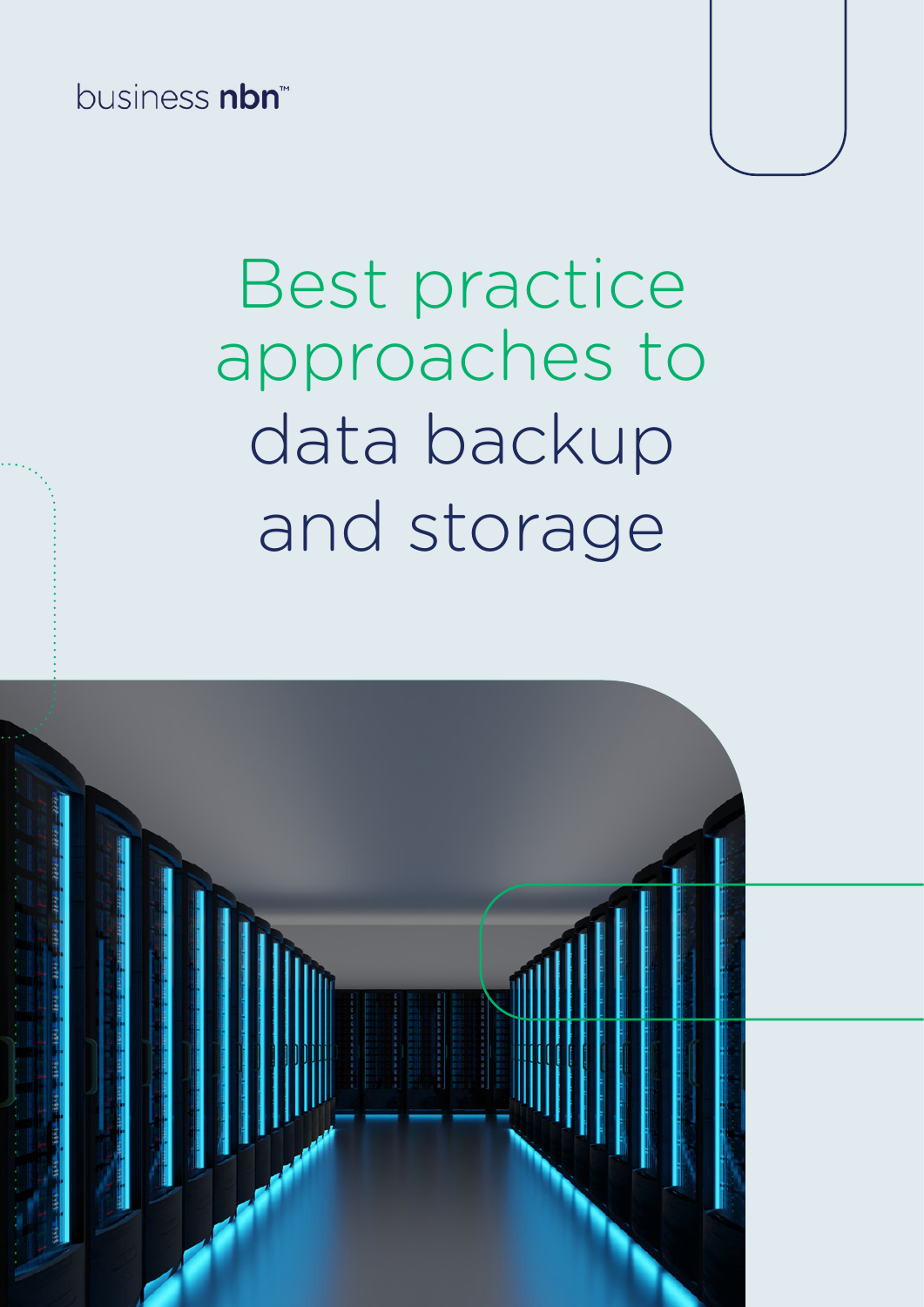business nbn™

# Best practice approaches to data backup and storage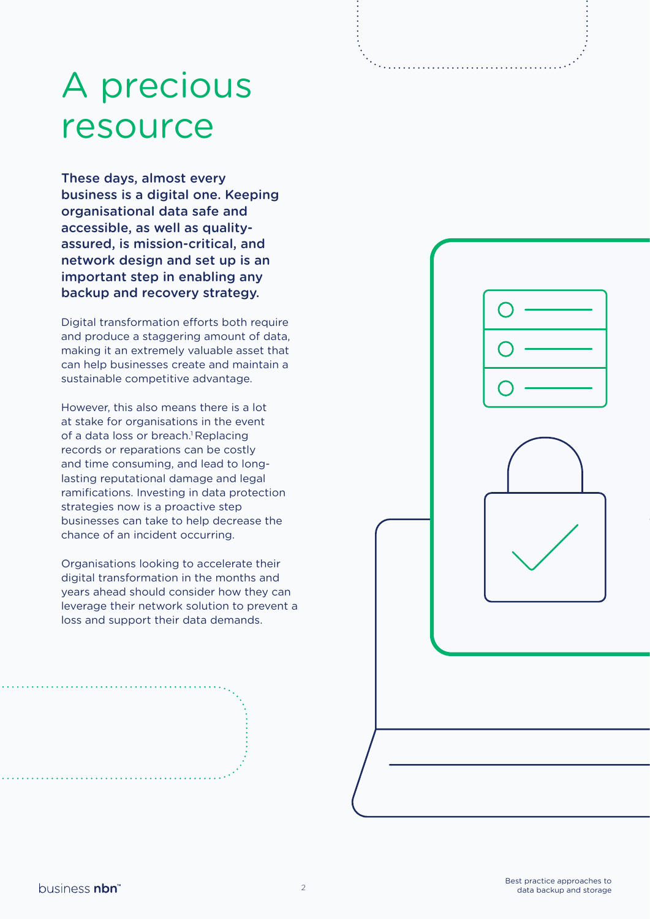# A precious resource

**These days, almost every business is a digital one. Keeping organisational data safe and accessible, as well as quality-assured, is mission-critical, and network design and set up is an important step in enabling any backup and recovery strategy.**

Digital transformation efforts both require and produce a staggering amount of data, making it an extremely valuable asset that can help businesses create and maintain a sustainable competitive advantage.

However, this also means there is a lot at stake for organisations in the event of a data loss or breach.[1] Replacing records or reparations can be costly and time consuming, and lead to long-lasting reputational damage and legal ramifications. Investing in data protection strategies now is a proactive step businesses can take to help decrease the chance of an incident occurring.

Organisations looking to accelerate their digital transformation in the months and years ahead should consider how they can leverage their network solution to prevent a loss and support their data demands.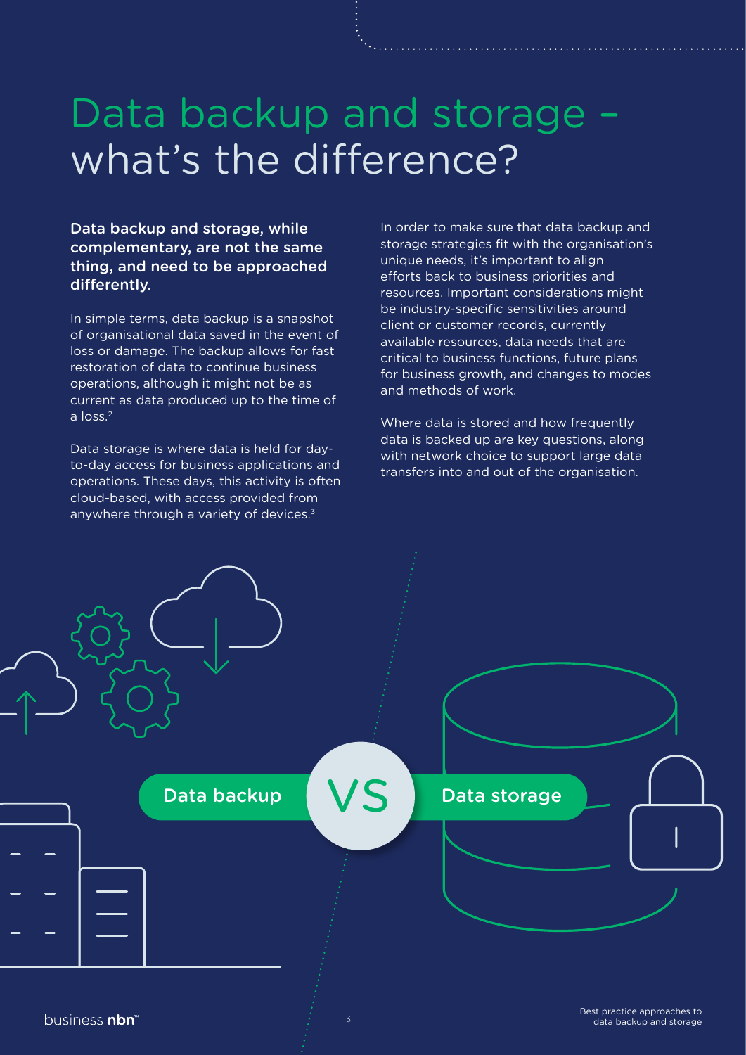# Data backup and storage – what's the difference?

**Data backup and storage, while complementary, are not the same thing, and need to be approached differently.**

In simple terms, data backup is a snapshot of organisational data saved in the event of loss or damage. The backup allows for fast restoration of data to continue business operations, although it might not be as current as data produced up to the time of a loss.[2]

Data storage is where data is held for day-to-day access for business applications and operations. These days, this activity is often cloud-based, with access provided from anywhere through a variety of devices.[3]

In order to make sure that data backup and storage strategies fit with the organisation's unique needs, it's important to align efforts back to business priorities and resources. Important considerations might be industry-specific sensitivities around client or customer records, currently available resources, data needs that are critical to business functions, future plans for business growth, and changes to modes and methods of work.

Where data is stored and how frequently data is backed up are key questions, along with network choice to support large data transfers into and out of the organisation.

Data backup VS Data storage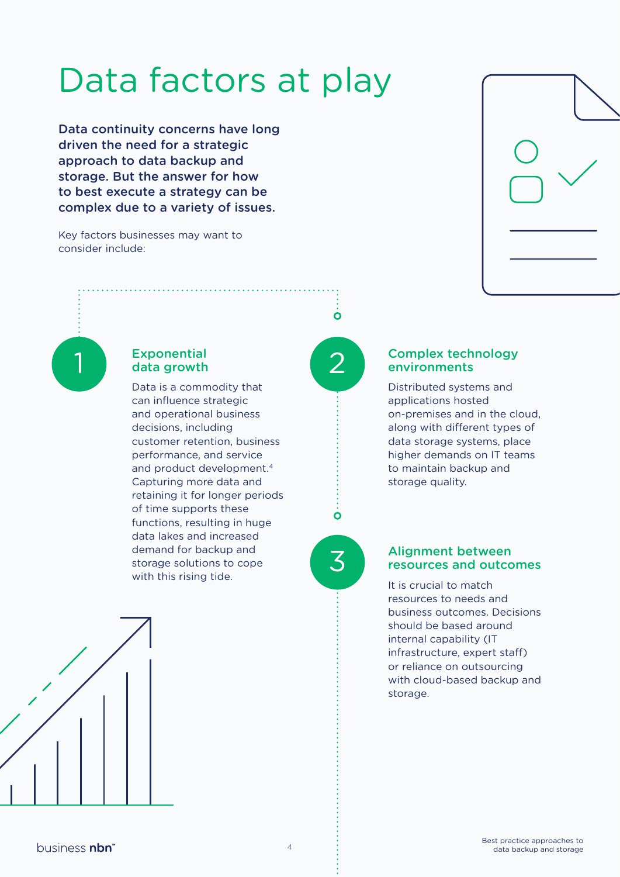# Data factors at play

**Data continuity concerns have long driven the need for a strategic approach to data backup and storage. But the answer for how to best execute a strategy can be complex due to a variety of issues.**

Key factors businesses may want to consider include:

## 1 Exponential data growth

Data is a commodity that can influence strategic and operational business decisions, including customer retention, business performance, and service and product development.[4] Capturing more data and retaining it for longer periods of time supports these functions, resulting in huge data lakes and increased demand for backup and storage solutions to cope with this rising tide.

## 2 Complex technology environments

Distributed systems and applications hosted on-premises and in the cloud, along with different types of data storage systems, place higher demands on IT teams to maintain backup and storage quality.

## 3 Alignment between resources and outcomes

It is crucial to match resources to needs and business outcomes. Decisions should be based around internal capability (IT infrastructure, expert staff) or reliance on outsourcing with cloud-based backup and storage.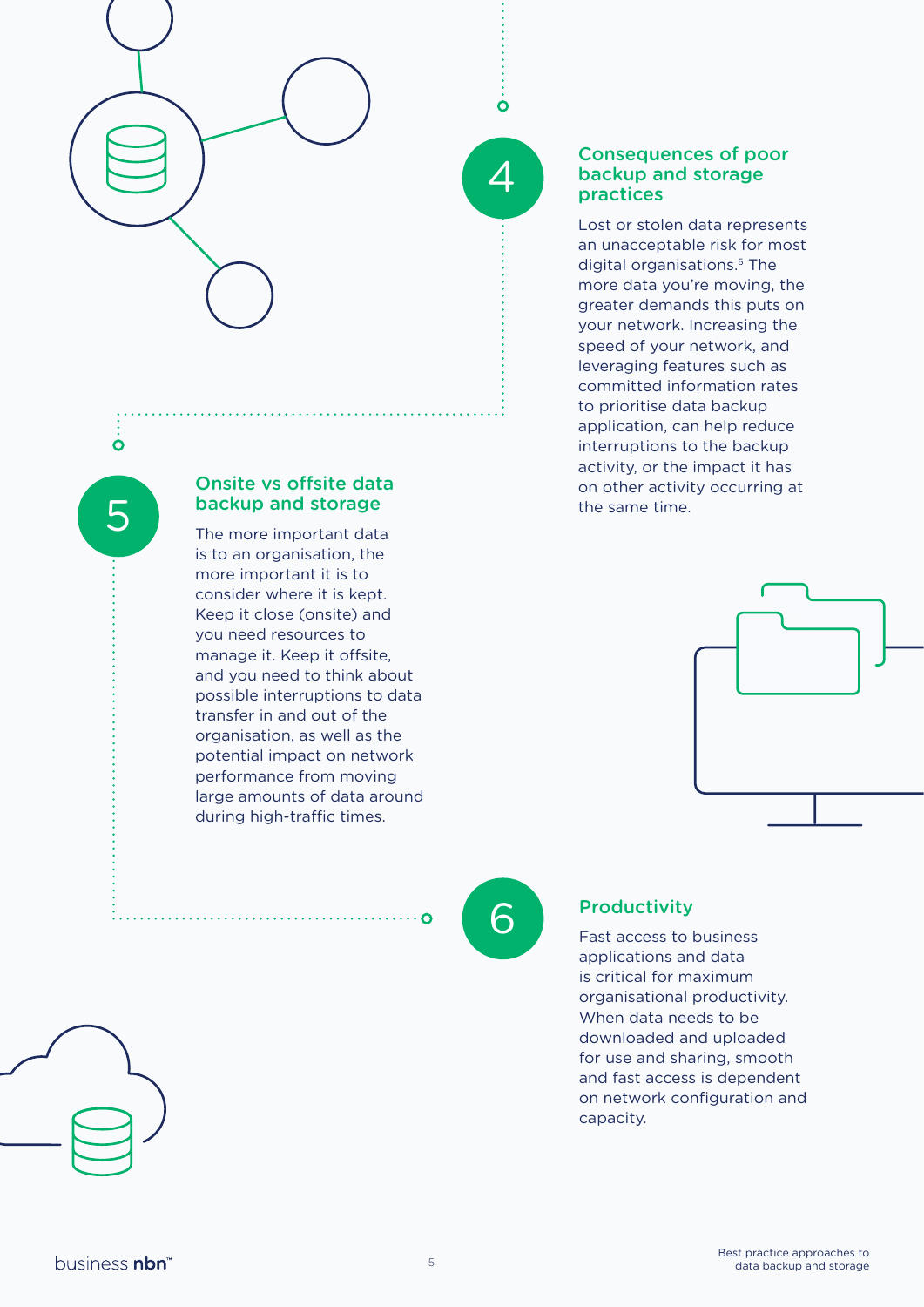## 4 Consequences of poor backup and storage practices

Lost or stolen data represents an unacceptable risk for most digital organisations.[5] The more data you're moving, the greater demands this puts on your network. Increasing the speed of your network, and leveraging features such as committed information rates to prioritise data backup application, can help reduce interruptions to the backup activity, or the impact it has on other activity occurring at the same time.

## 5 Onsite vs offsite data backup and storage

The more important data is to an organisation, the more important it is to consider where it is kept. Keep it close (onsite) and you need resources to manage it. Keep it offsite, and you need to think about possible interruptions to data transfer in and out of the organisation, as well as the potential impact on network performance from moving large amounts of data around during high-traffic times.

## 6 Productivity

Fast access to business applications and data is critical for maximum organisational productivity. When data needs to be downloaded and uploaded for use and sharing, smooth and fast access is dependent on network configuration and capacity.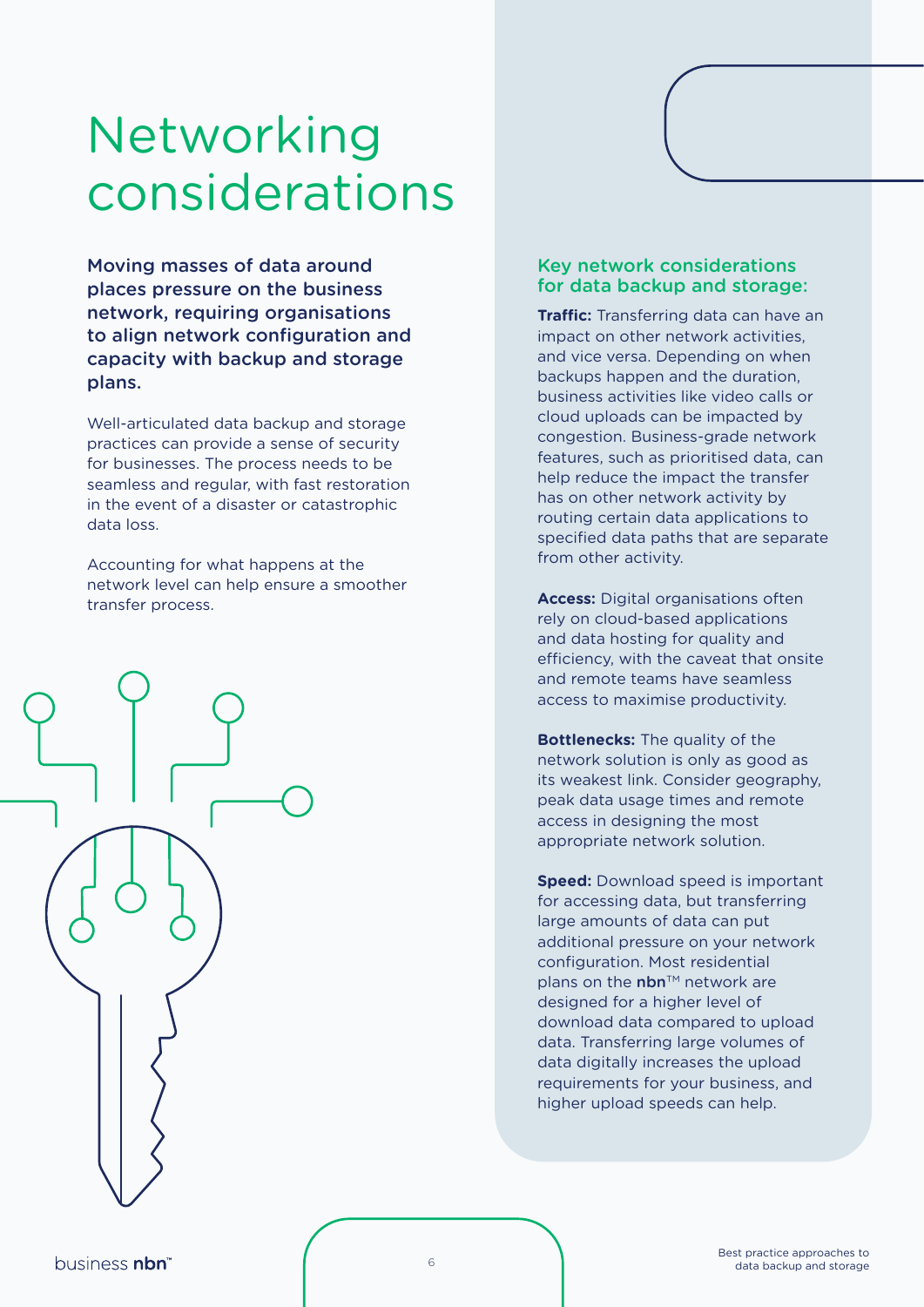# Networking considerations

**Moving masses of data around places pressure on the business network, requiring organisations to align network configuration and capacity with backup and storage plans.**

Well-articulated data backup and storage practices can provide a sense of security for businesses. The process needs to be seamless and regular, with fast restoration in the event of a disaster or catastrophic data loss.

Accounting for what happens at the network level can help ensure a smoother transfer process.

## Key network considerations for data backup and storage:

**Traffic:** Transferring data can have an impact on other network activities, and vice versa. Depending on when backups happen and the duration, business activities like video calls or cloud uploads can be impacted by congestion. Business-grade network features, such as prioritised data, can help reduce the impact the transfer has on other network activity by routing certain data applications to specified data paths that are separate from other activity.

**Access:** Digital organisations often rely on cloud-based applications and data hosting for quality and efficiency, with the caveat that onsite and remote teams have seamless access to maximise productivity.

**Bottlenecks:** The quality of the network solution is only as good as its weakest link. Consider geography, peak data usage times and remote access in designing the most appropriate network solution.

**Speed:** Download speed is important for accessing data, but transferring large amounts of data can put additional pressure on your network configuration. Most residential plans on the **nbn**™ network are designed for a higher level of download data compared to upload data. Transferring large volumes of data digitally increases the upload requirements for your business, and higher upload speeds can help.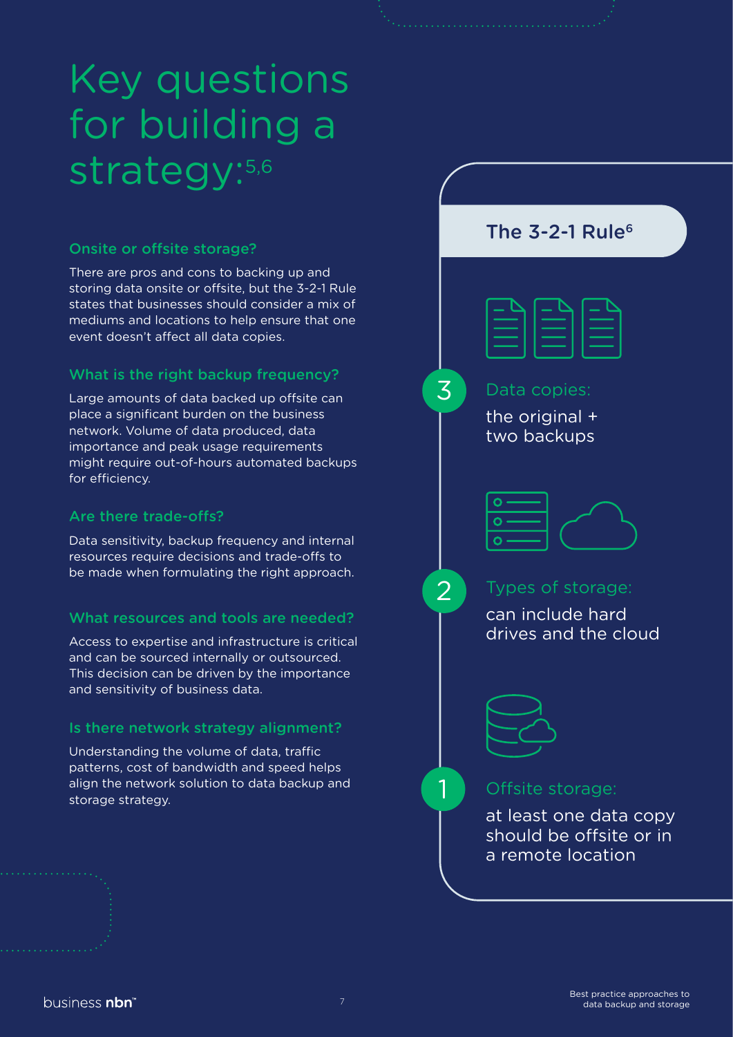# Key questions for building a strategy:[5,6]

### Onsite or offsite storage?

There are pros and cons to backing up and storing data onsite or offsite, but the 3-2-1 Rule states that businesses should consider a mix of mediums and locations to help ensure that one event doesn't affect all data copies.

### What is the right backup frequency?

Large amounts of data backed up offsite can place a significant burden on the business network. Volume of data produced, data importance and peak usage requirements might require out-of-hours automated backups for efficiency.

### Are there trade-offs?

Data sensitivity, backup frequency and internal resources require decisions and trade-offs to be made when formulating the right approach.

### What resources and tools are needed?

Access to expertise and infrastructure is critical and can be sourced internally or outsourced. This decision can be driven by the importance and sensitivity of business data.

### Is there network strategy alignment?

Understanding the volume of data, traffic patterns, cost of bandwidth and speed helps align the network solution to data backup and storage strategy.

## The 3-2-1 Rule[6]

**3** Data copies:
the original + two backups

**2** Types of storage:
can include hard drives and the cloud

**1** Offsite storage:
at least one data copy should be offsite or in a remote location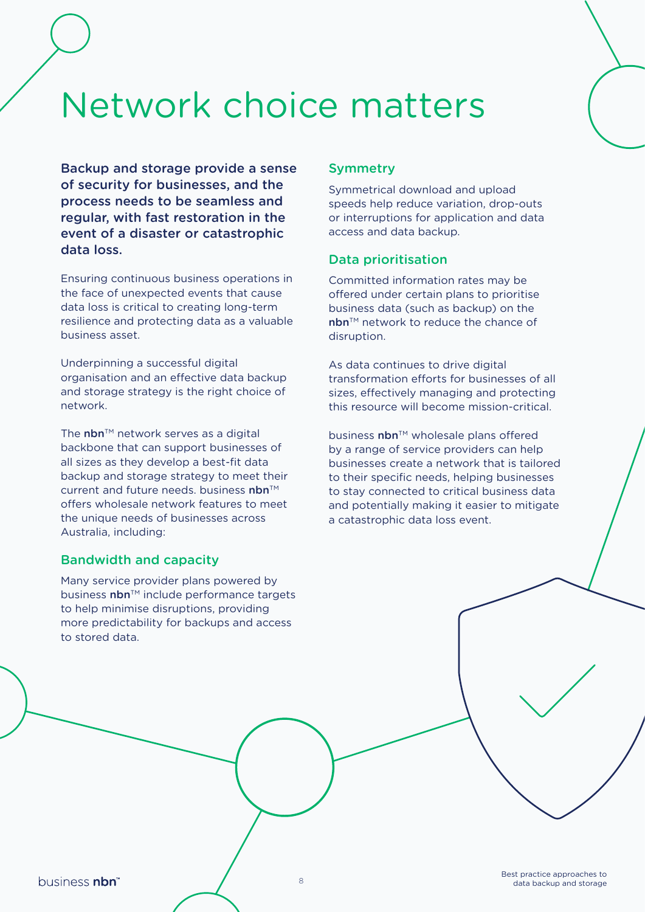# Network choice matters

**Backup and storage provide a sense of security for businesses, and the process needs to be seamless and regular, with fast restoration in the event of a disaster or catastrophic data loss.**

Ensuring continuous business operations in the face of unexpected events that cause data loss is critical to creating long-term resilience and protecting data as a valuable business asset.

Underpinning a successful digital organisation and an effective data backup and storage strategy is the right choice of network.

The **nbn**™ network serves as a digital backbone that can support businesses of all sizes as they develop a best-fit data backup and storage strategy to meet their current and future needs. business **nbn**™ offers wholesale network features to meet the unique needs of businesses across Australia, including:

## Bandwidth and capacity

Many service provider plans powered by business **nbn**™ include performance targets to help minimise disruptions, providing more predictability for backups and access to stored data.

## Symmetry

Symmetrical download and upload speeds help reduce variation, drop-outs or interruptions for application and data access and data backup.

## Data prioritisation

Committed information rates may be offered under certain plans to prioritise business data (such as backup) on the **nbn**™ network to reduce the chance of disruption.

As data continues to drive digital transformation efforts for businesses of all sizes, effectively managing and protecting this resource will become mission-critical.

business **nbn**™ wholesale plans offered by a range of service providers can help businesses create a network that is tailored to their specific needs, helping businesses to stay connected to critical business data and potentially making it easier to mitigate a catastrophic data loss event.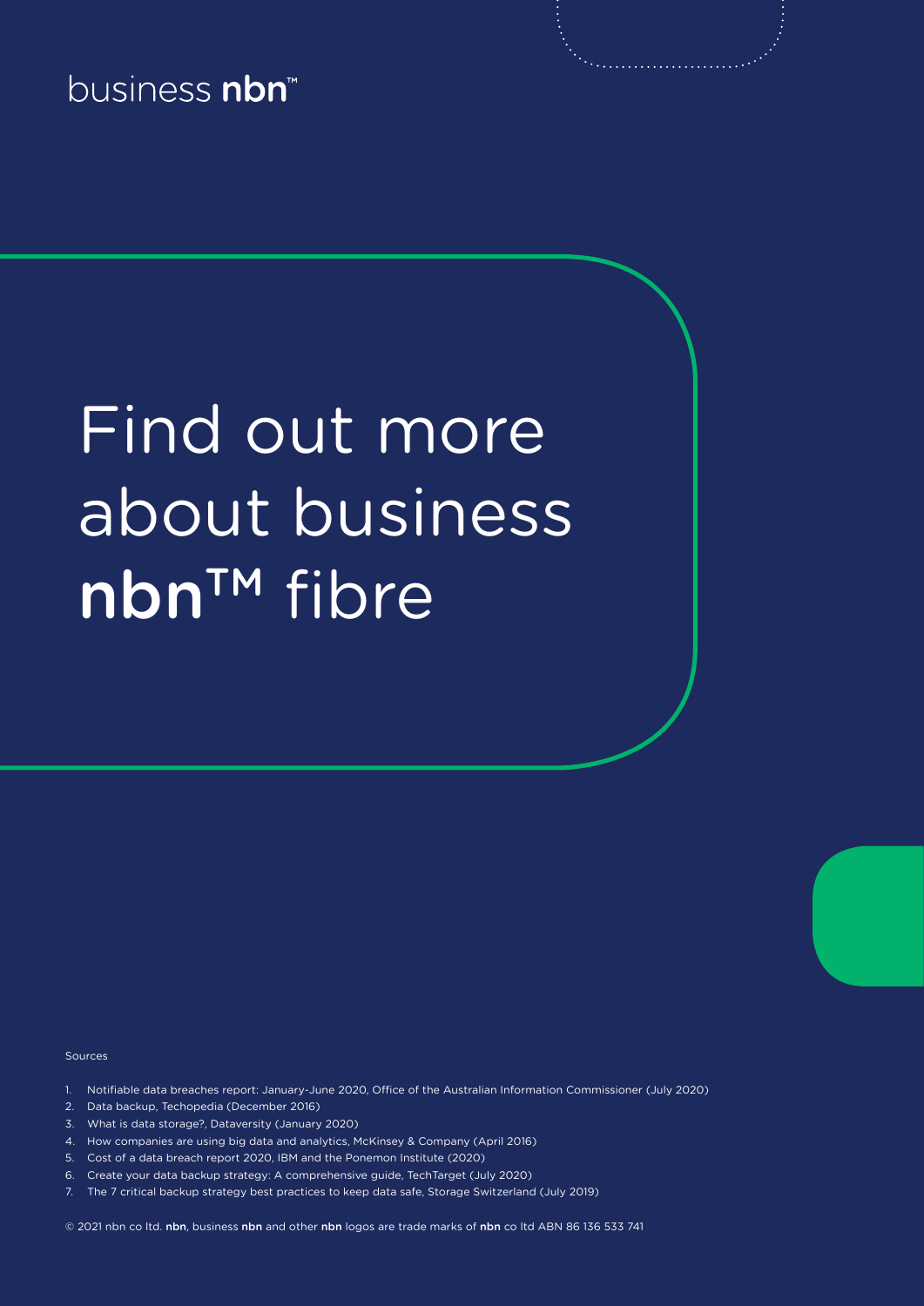business **nbn**™

# Find out more about business **nbn**™ fibre

Sources

1. Notifiable data breaches report: January-June 2020, Office of the Australian Information Commissioner (July 2020)
2. Data backup, Techopedia (December 2016)
3. What is data storage?, Dataversity (January 2020)
4. How companies are using big data and analytics, McKinsey & Company (April 2016)
5. Cost of a data breach report 2020, IBM and the Ponemon Institute (2020)
6. Create your data backup strategy: A comprehensive guide, TechTarget (July 2020)
7. The 7 critical backup strategy best practices to keep data safe, Storage Switzerland (July 2019)

© 2021 nbn co ltd. **nbn**, business **nbn** and other **nbn** logos are trade marks of **nbn** co ltd ABN 86 136 533 741